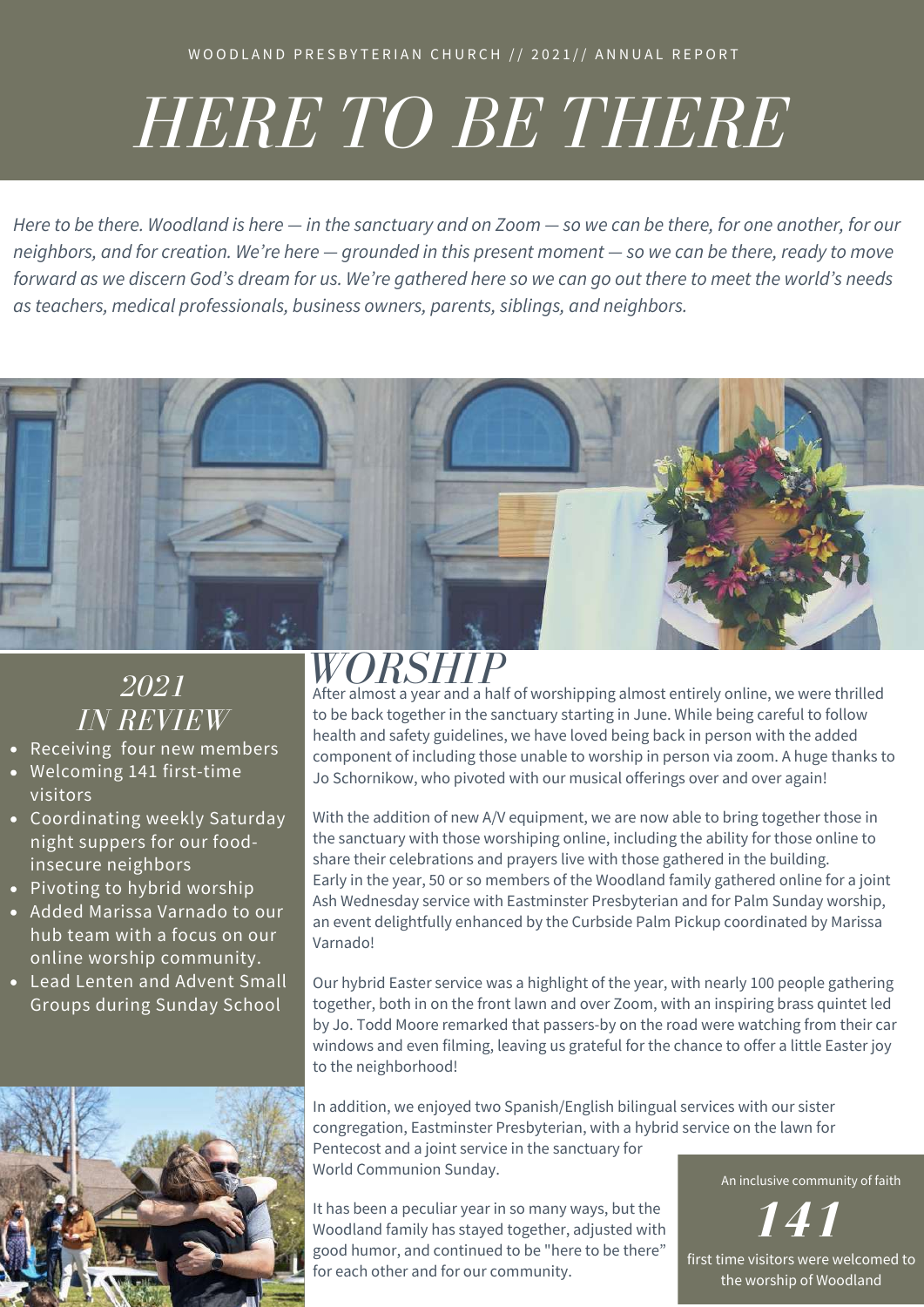WOODLAND PRESBYTERIAN CHURCH // 2021// ANNUAL REPORT

# *HERE TO BE THERE*

*Here to be there. Woodland is here — in the sanctuary and on Zoom — so we can be there, for one another, for our neighbors, and for creation. We're here — grounded in this present moment — so we can be there, ready to move forward as we discern God's dream for us. We're gathered here so we can go out there to meet the world's needs as teachers, medical professionals, business owners, parents, siblings, and neighbors.*

## *2021 IN REVIEW*

- Receiving four new members
- Welcoming 141 first-time visitors
- Coordinating weekly Saturday night suppers for our food-insecure neighbors
- Pivoting to hybrid worship
- Added Marissa Varnado to our hub team with a focus on our online worship community.
- Lead Lenten and Advent Small Groups during Sunday School

## *WORSHIP*

After almost a year and a half of worshipping almost entirely online, we were thrilled to be back together in the sanctuary starting in June. While being careful to follow health and safety guidelines, we have loved being back in person with the added component of including those unable to worship in person via zoom. A huge thanks to Jo Schornikow, who pivoted with our musical offerings over and over again!

With the addition of new A/V equipment, we are now able to bring together those in the sanctuary with those worshiping online, including the ability for those online to share their celebrations and prayers live with those gathered in the building. Early in the year, 50 or so members of the Woodland family gathered online for a joint Ash Wednesday service with Eastminster Presbyterian and for Palm Sunday worship, an event delightfully enhanced by the Curbside Palm Pickup coordinated by Marissa Varnado!

Our hybrid Easter service was a highlight of the year, with nearly 100 people gathering together, both in on the front lawn and over Zoom, with an inspiring brass quintet led by Jo. Todd Moore remarked that passers-by on the road were watching from their car windows and even filming, leaving us grateful for the chance to offer a little Easter joy to the neighborhood!

In addition, we enjoyed two Spanish/English bilingual services with our sister congregation, Eastminster Presbyterian, with a hybrid service on the lawn for Pentecost and a joint service in the sanctuary for World Communion Sunday.

It has been a peculiar year in so many ways, but the Woodland family has stayed together, adjusted with good humor, and continued to be "here to be there" for each other and for our community.

An inclusive community of faith

***141***

first time visitors were welcomed to the worship of Woodland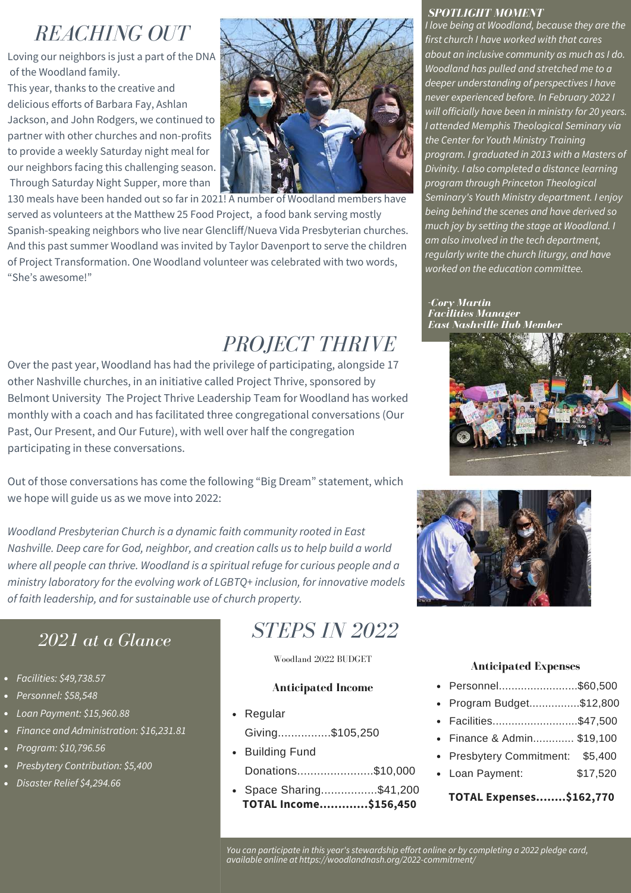# REACHING OUT

Loving our neighbors is just a part of the DNA of the Woodland family.

This year, thanks to the creative and delicious efforts of Barbara Fay, Ashlan Jackson, and John Rodgers, we continued to partner with other churches and non-profits to provide a weekly Saturday night meal for our neighbors facing this challenging season. Through Saturday Night Supper, more than 130 meals have been handed out so far in 2021! A number of Woodland members have served as volunteers at the Matthew 25 Food Project, a food bank serving mostly Spanish-speaking neighbors who live near Glencliff/Nueva Vida Presbyterian churches. And this past summer Woodland was invited by Taylor Davenport to serve the children of Project Transformation. One Woodland volunteer was celebrated with two words, "She's awesome!"

### *SPOTLIGHT MOMENT*

*I love being at Woodland, because they are the first church I have worked with that cares about an inclusive community as much as I do. Woodland has pulled and stretched me to a deeper understanding of perspectives I have never experienced before. In February 2022 I will officially have been in ministry for 20 years. I attended Memphis Theological Seminary via the Center for Youth Ministry Training program. I graduated in 2013 with a Masters of Divinity. I also completed a distance learning program through Princeton Theological Seminary's Youth Ministry department. I enjoy being behind the scenes and have derived so much joy by setting the stage at Woodland. I am also involved in the tech department, regularly write the church liturgy, and have worked on the education committee.*

***-Cory Martin***
***Facilities Manager***
***East Nashville Hub Member***

# PROJECT THRIVE

Over the past year, Woodland has had the privilege of participating, alongside 17 other Nashville churches, in an initiative called Project Thrive, sponsored by Belmont University The Project Thrive Leadership Team for Woodland has worked monthly with a coach and has facilitated three congregational conversations (Our Past, Our Present, and Our Future), with well over half the congregation participating in these conversations.

Out of those conversations has come the following "Big Dream" statement, which we hope will guide us as we move into 2022:

*Woodland Presbyterian Church is a dynamic faith community rooted in East Nashville. Deep care for God, neighbor, and creation calls us to help build a world where all people can thrive. Woodland is a spiritual refuge for curious people and a ministry laboratory for the evolving work of LGBTQ+ inclusion, for innovative models of faith leadership, and for sustainable use of church property.*

## *2021 at a Glance*

- *Facilities: $49,738.57*
- *Personnel: $58,548*
- *Loan Payment: $15,960.88*
- *Finance and Administration: $16,231.81*
- *Program: $10,796.56*
- *Presbytery Contribution: $5,400*
- *Disaster Relief $4,294.66*

# STEPS IN 2022

Woodland 2022 BUDGET

### Anticipated Income

- Regular Giving................$105,250
- Building Fund Donations.......................$10,000
- Space Sharing.................$41,200

**TOTAL Income.............$156,450**

### Anticipated Expenses

- Personnel.........................$60,500
- Program Budget................$12,800
- Facilities...........................$47,500
- Finance & Admin............. $19,100
- Presbytery Commitment: $5,400
- Loan Payment: $17,520

**TOTAL Expenses........$162,770**

*You can participate in this year's stewardship effort online or by completing a 2022 pledge card, available online at https://woodlandnash.org/2022-commitment/*